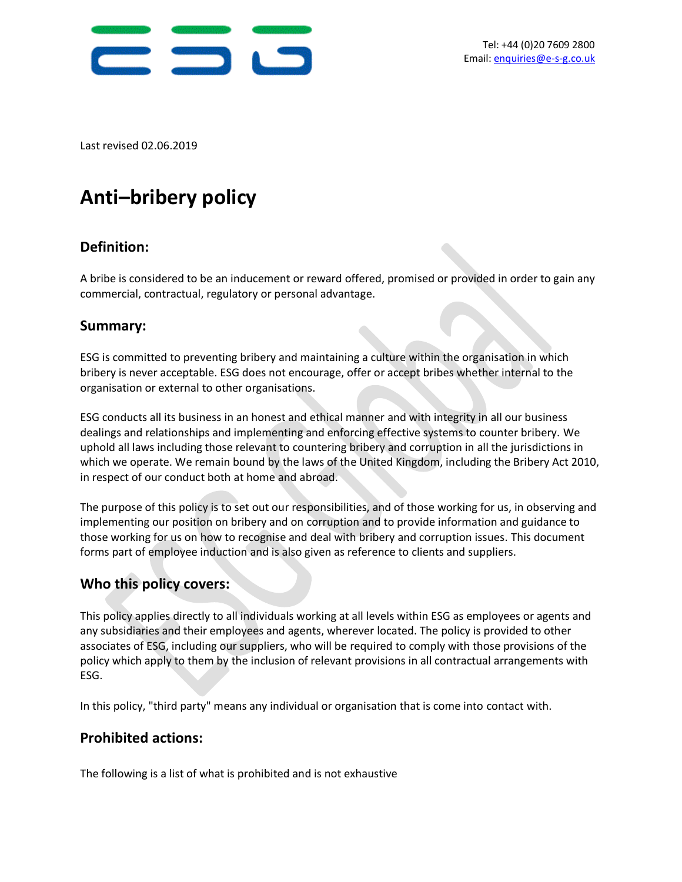Tel: +44 (0)20 7609 2800
Email: enquiries@e-s-g.co.uk

Last revised 02.06.2019

# Anti–bribery policy

## Definition:

A bribe is considered to be an inducement or reward offered, promised or provided in order to gain any commercial, contractual, regulatory or personal advantage.

## Summary:

ESG is committed to preventing bribery and maintaining a culture within the organisation in which bribery is never acceptable. ESG does not encourage, offer or accept bribes whether internal to the organisation or external to other organisations.

ESG conducts all its business in an honest and ethical manner and with integrity in all our business dealings and relationships and implementing and enforcing effective systems to counter bribery. We uphold all laws including those relevant to countering bribery and corruption in all the jurisdictions in which we operate. We remain bound by the laws of the United Kingdom, including the Bribery Act 2010, in respect of our conduct both at home and abroad.

The purpose of this policy is to set out our responsibilities, and of those working for us, in observing and implementing our position on bribery and on corruption and to provide information and guidance to those working for us on how to recognise and deal with bribery and corruption issues. This document forms part of employee induction and is also given as reference to clients and suppliers.

## Who this policy covers:

This policy applies directly to all individuals working at all levels within ESG as employees or agents and any subsidiaries and their employees and agents, wherever located. The policy is provided to other associates of ESG, including our suppliers, who will be required to comply with those provisions of the policy which apply to them by the inclusion of relevant provisions in all contractual arrangements with ESG.

In this policy, "third party" means any individual or organisation that is come into contact with.

## Prohibited actions:

The following is a list of what is prohibited and is not exhaustive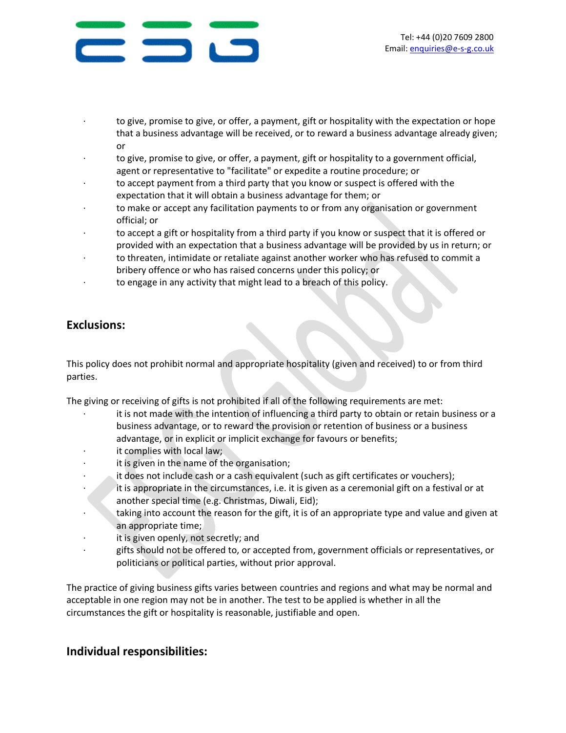- to give, promise to give, or offer, a payment, gift or hospitality with the expectation or hope that a business advantage will be received, or to reward a business advantage already given; or
- to give, promise to give, or offer, a payment, gift or hospitality to a government official, agent or representative to "facilitate" or expedite a routine procedure; or
- to accept payment from a third party that you know or suspect is offered with the expectation that it will obtain a business advantage for them; or
- to make or accept any facilitation payments to or from any organisation or government official; or
- to accept a gift or hospitality from a third party if you know or suspect that it is offered or provided with an expectation that a business advantage will be provided by us in return; or
- to threaten, intimidate or retaliate against another worker who has refused to commit a bribery offence or who has raised concerns under this policy; or
- to engage in any activity that might lead to a breach of this policy.

## Exclusions:

This policy does not prohibit normal and appropriate hospitality (given and received) to or from third parties.

The giving or receiving of gifts is not prohibited if all of the following requirements are met:

- it is not made with the intention of influencing a third party to obtain or retain business or a business advantage, or to reward the provision or retention of business or a business advantage, or in explicit or implicit exchange for favours or benefits;
- it complies with local law;
- it is given in the name of the organisation;
- it does not include cash or a cash equivalent (such as gift certificates or vouchers);
- it is appropriate in the circumstances, i.e. it is given as a ceremonial gift on a festival or at another special time (e.g. Christmas, Diwali, Eid);
- taking into account the reason for the gift, it is of an appropriate type and value and given at an appropriate time;
- it is given openly, not secretly; and
- gifts should not be offered to, or accepted from, government officials or representatives, or politicians or political parties, without prior approval.

The practice of giving business gifts varies between countries and regions and what may be normal and acceptable in one region may not be in another. The test to be applied is whether in all the circumstances the gift or hospitality is reasonable, justifiable and open.

## Individual responsibilities: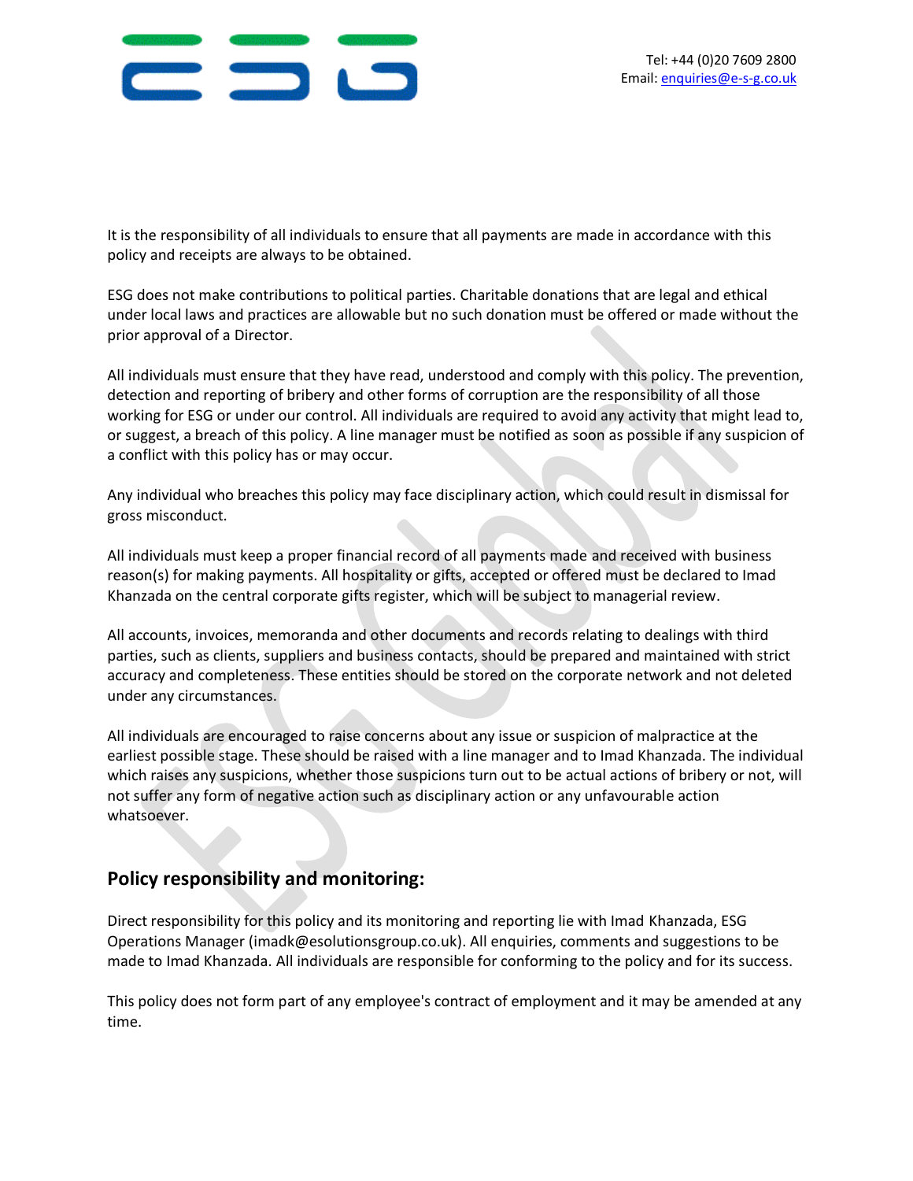It is the responsibility of all individuals to ensure that all payments are made in accordance with this policy and receipts are always to be obtained.

ESG does not make contributions to political parties. Charitable donations that are legal and ethical under local laws and practices are allowable but no such donation must be offered or made without the prior approval of a Director.

All individuals must ensure that they have read, understood and comply with this policy. The prevention, detection and reporting of bribery and other forms of corruption are the responsibility of all those working for ESG or under our control. All individuals are required to avoid any activity that might lead to, or suggest, a breach of this policy. A line manager must be notified as soon as possible if any suspicion of a conflict with this policy has or may occur.

Any individual who breaches this policy may face disciplinary action, which could result in dismissal for gross misconduct.

All individuals must keep a proper financial record of all payments made and received with business reason(s) for making payments. All hospitality or gifts, accepted or offered must be declared to Imad Khanzada on the central corporate gifts register, which will be subject to managerial review.

All accounts, invoices, memoranda and other documents and records relating to dealings with third parties, such as clients, suppliers and business contacts, should be prepared and maintained with strict accuracy and completeness. These entities should be stored on the corporate network and not deleted under any circumstances.

All individuals are encouraged to raise concerns about any issue or suspicion of malpractice at the earliest possible stage. These should be raised with a line manager and to Imad Khanzada. The individual which raises any suspicions, whether those suspicions turn out to be actual actions of bribery or not, will not suffer any form of negative action such as disciplinary action or any unfavourable action whatsoever.

## Policy responsibility and monitoring:

Direct responsibility for this policy and its monitoring and reporting lie with Imad Khanzada, ESG Operations Manager (imadk@esolutionsgroup.co.uk). All enquiries, comments and suggestions to be made to Imad Khanzada. All individuals are responsible for conforming to the policy and for its success.

This policy does not form part of any employee's contract of employment and it may be amended at any time.